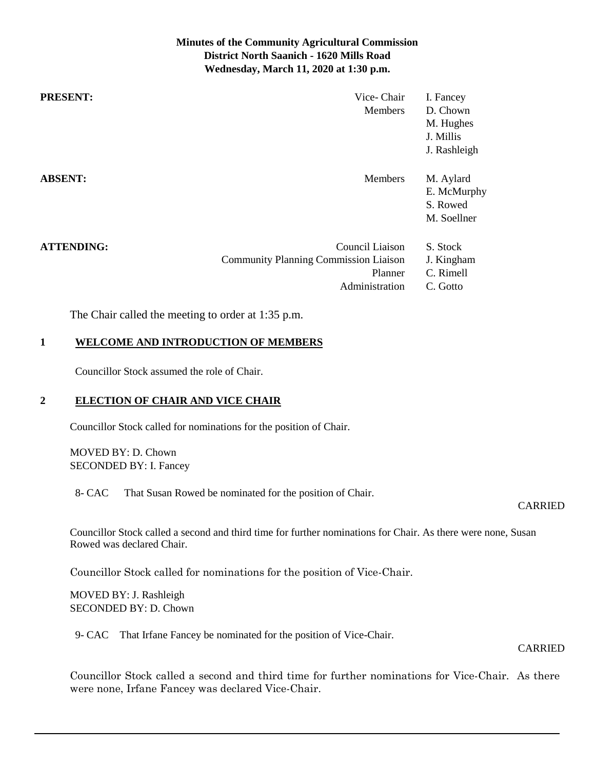**Minutes of the Community Agricultural Commission**
**District North Saanich - 1620 Mills Road**
**Wednesday, March 11, 2020 at 1:30 p.m.**

| | | |
|---|---|---|
| **PRESENT:** | Vice- Chair | I. Fancey |
| | Members | D. Chown |
| | | M. Hughes |
| | | J. Millis |
| | | J. Rashleigh |
| **ABSENT:** | Members | M. Aylard |
| | | E. McMurphy |
| | | S. Rowed |
| | | M. Soellner |
| **ATTENDING:** | Council Liaison | S. Stock |
| | Community Planning Commission Liaison | J. Kingham |
| | Planner | C. Rimell |
| | Administration | C. Gotto |

The Chair called the meeting to order at 1:35 p.m.

## 1 WELCOME AND INTRODUCTION OF MEMBERS

Councillor Stock assumed the role of Chair.

## 2 ELECTION OF CHAIR AND VICE CHAIR

Councillor Stock called for nominations for the position of Chair.

MOVED BY: D. Chown
SECONDED BY: I. Fancey

8- CAC That Susan Rowed be nominated for the position of Chair.

CARRIED

Councillor Stock called a second and third time for further nominations for Chair. As there were none, Susan Rowed was declared Chair.

Councillor Stock called for nominations for the position of Vice-Chair.

MOVED BY: J. Rashleigh
SECONDED BY: D. Chown

9- CAC That Irfane Fancey be nominated for the position of Vice-Chair.

CARRIED

Councillor Stock called a second and third time for further nominations for Vice-Chair. As there were none, Irfane Fancey was declared Vice-Chair.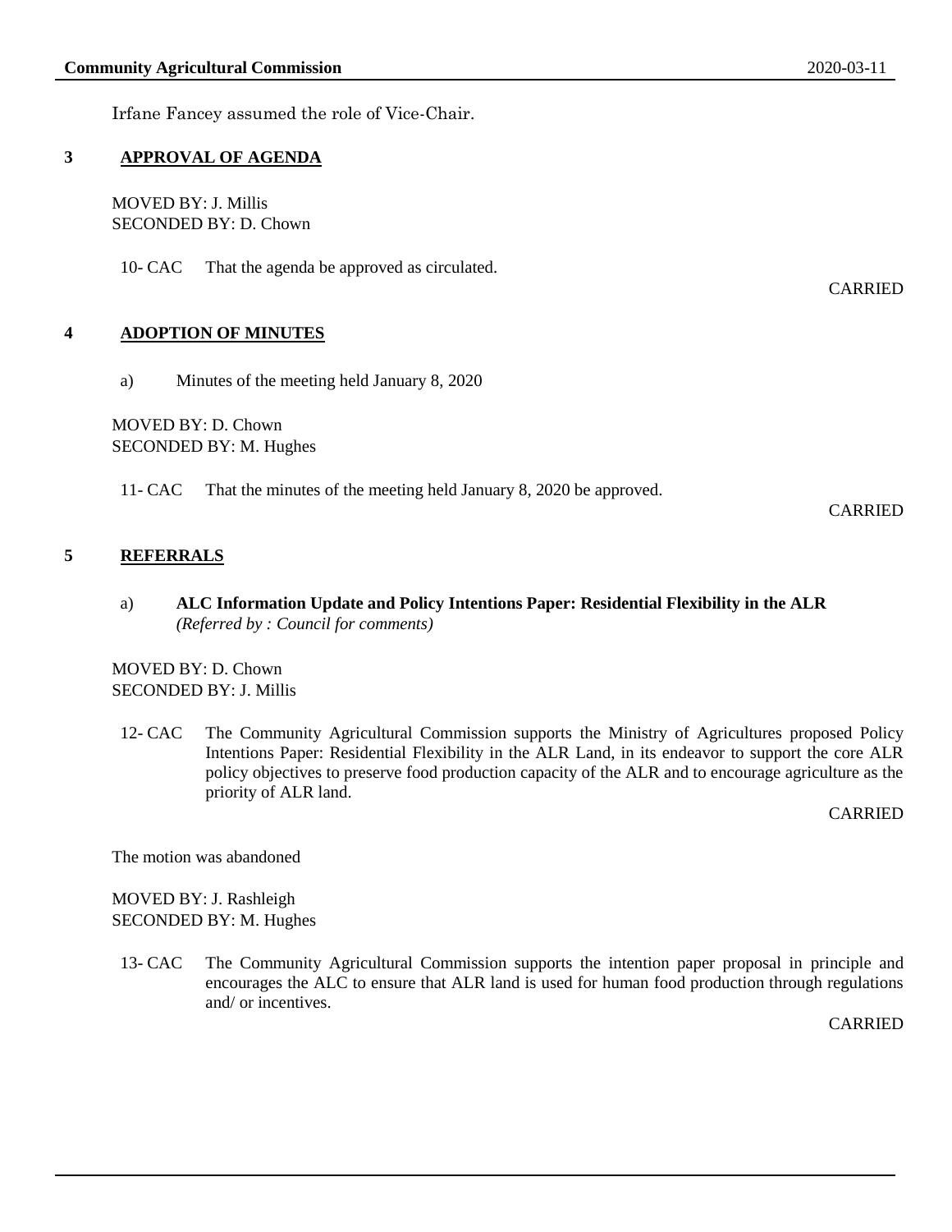Irfane Fancey assumed the role of Vice-Chair.

## 3 APPROVAL OF AGENDA

MOVED BY: J. Millis
SECONDED BY: D. Chown

10- CAC That the agenda be approved as circulated.

CARRIED

## 4 ADOPTION OF MINUTES

a) Minutes of the meeting held January 8, 2020

MOVED BY: D. Chown
SECONDED BY: M. Hughes

11- CAC That the minutes of the meeting held January 8, 2020 be approved.

CARRIED

## 5 REFERRALS

a) **ALC Information Update and Policy Intentions Paper: Residential Flexibility in the ALR**
*(Referred by : Council for comments)*

MOVED BY: D. Chown
SECONDED BY: J. Millis

12- CAC The Community Agricultural Commission supports the Ministry of Agricultures proposed Policy Intentions Paper: Residential Flexibility in the ALR Land, in its endeavor to support the core ALR policy objectives to preserve food production capacity of the ALR and to encourage agriculture as the priority of ALR land.

CARRIED

The motion was abandoned

MOVED BY: J. Rashleigh
SECONDED BY: M. Hughes

13- CAC The Community Agricultural Commission supports the intention paper proposal in principle and encourages the ALC to ensure that ALR land is used for human food production through regulations and/ or incentives.

CARRIED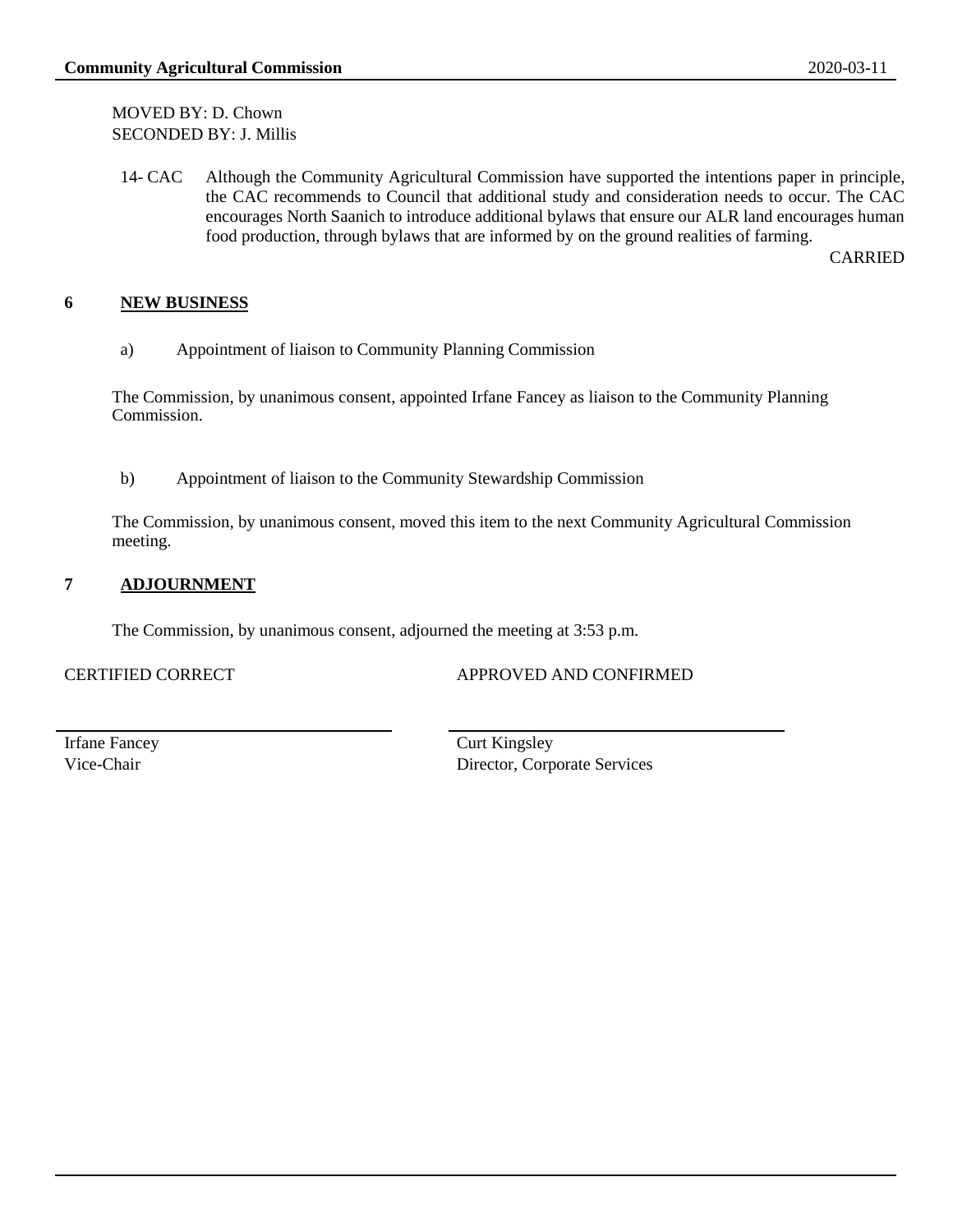MOVED BY: D. Chown
SECONDED BY: J. Millis

14- CAC Although the Community Agricultural Commission have supported the intentions paper in principle, the CAC recommends to Council that additional study and consideration needs to occur. The CAC encourages North Saanich to introduce additional bylaws that ensure our ALR land encourages human food production, through bylaws that are informed by on the ground realities of farming.

CARRIED

## 6 NEW BUSINESS

a) Appointment of liaison to Community Planning Commission

The Commission, by unanimous consent, appointed Irfane Fancey as liaison to the Community Planning Commission.

b) Appointment of liaison to the Community Stewardship Commission

The Commission, by unanimous consent, moved this item to the next Community Agricultural Commission meeting.

## 7 ADJOURNMENT

The Commission, by unanimous consent, adjourned the meeting at 3:53 p.m.

CERTIFIED CORRECT

Irfane Fancey
Vice-Chair

APPROVED AND CONFIRMED

Curt Kingsley
Director, Corporate Services